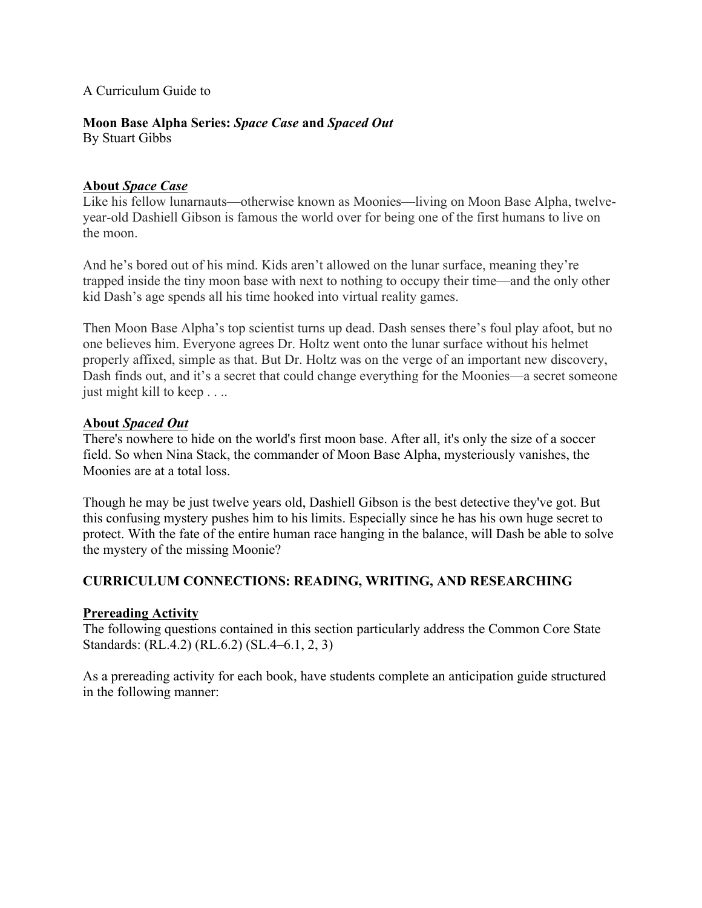A Curriculum Guide to

**Moon Base Alpha Series:** ***Space Case*** **and** ***Spaced Out***
By Stuart Gibbs

## About *Space Case*

Like his fellow lunarnauts—otherwise known as Moonies—living on Moon Base Alpha, twelve-year-old Dashiell Gibson is famous the world over for being one of the first humans to live on the moon.

And he's bored out of his mind. Kids aren't allowed on the lunar surface, meaning they're trapped inside the tiny moon base with next to nothing to occupy their time—and the only other kid Dash's age spends all his time hooked into virtual reality games.

Then Moon Base Alpha's top scientist turns up dead. Dash senses there's foul play afoot, but no one believes him. Everyone agrees Dr. Holtz went onto the lunar surface without his helmet properly affixed, simple as that. But Dr. Holtz was on the verge of an important new discovery, Dash finds out, and it's a secret that could change everything for the Moonies—a secret someone just might kill to keep . . ..

## About *Spaced Out*

There's nowhere to hide on the world's first moon base. After all, it's only the size of a soccer field. So when Nina Stack, the commander of Moon Base Alpha, mysteriously vanishes, the Moonies are at a total loss.

Though he may be just twelve years old, Dashiell Gibson is the best detective they've got. But this confusing mystery pushes him to his limits. Especially since he has his own huge secret to protect. With the fate of the entire human race hanging in the balance, will Dash be able to solve the mystery of the missing Moonie?

## CURRICULUM CONNECTIONS: READING, WRITING, AND RESEARCHING

### Prereading Activity

The following questions contained in this section particularly address the Common Core State Standards: (RL.4.2) (RL.6.2) (SL.4–6.1, 2, 3)

As a prereading activity for each book, have students complete an anticipation guide structured in the following manner: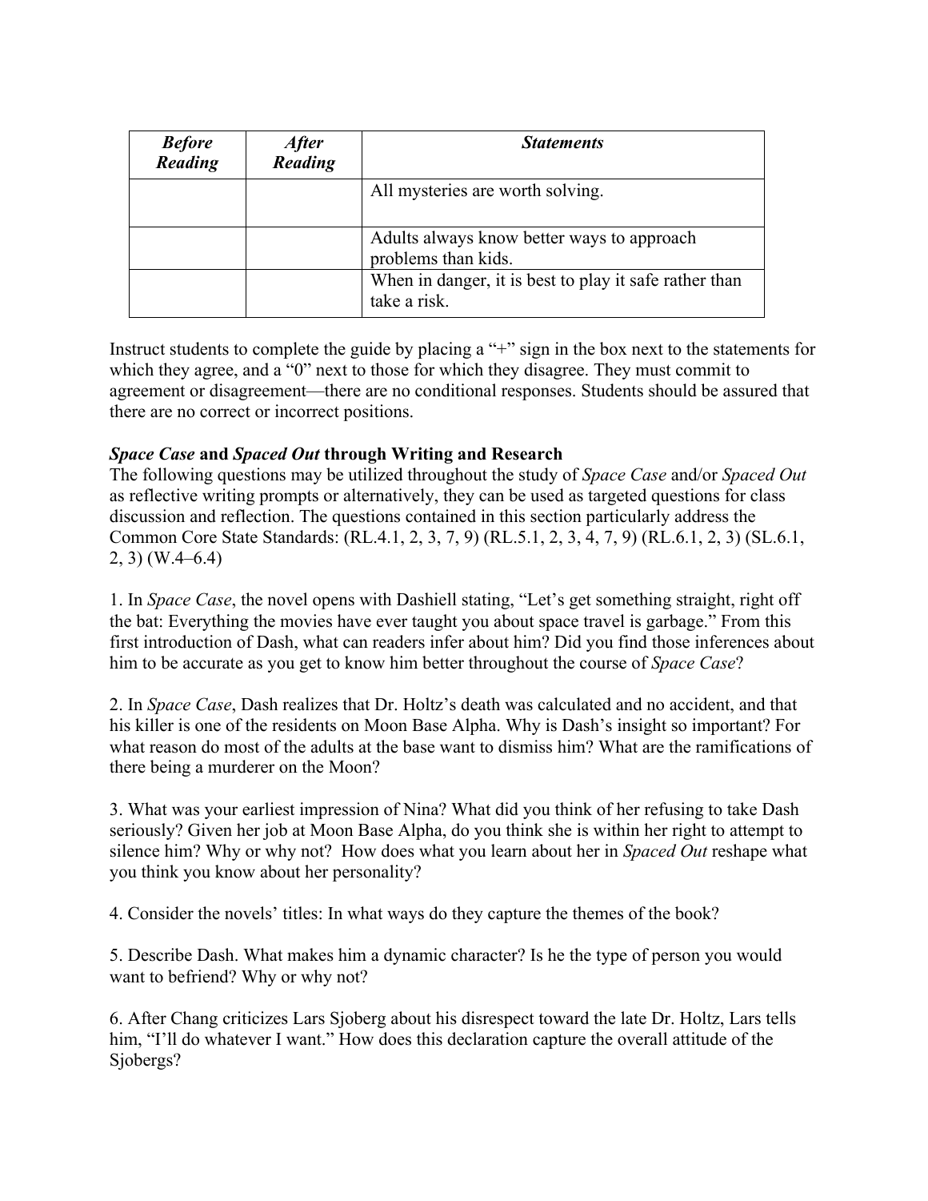| ***Before Reading*** | ***After Reading*** | ***Statements*** |
|---|---|---|
| | | All mysteries are worth solving. |
| | | Adults always know better ways to approach problems than kids. |
| | | When in danger, it is best to play it safe rather than take a risk. |

Instruct students to complete the guide by placing a "+" sign in the box next to the statements for which they agree, and a "0" next to those for which they disagree. They must commit to agreement or disagreement—there are no conditional responses. Students should be assured that there are no correct or incorrect positions.

***Space Case* and *Spaced Out* through Writing and Research**

The following questions may be utilized throughout the study of *Space Case* and/or *Spaced Out* as reflective writing prompts or alternatively, they can be used as targeted questions for class discussion and reflection. The questions contained in this section particularly address the Common Core State Standards: (RL.4.1, 2, 3, 7, 9) (RL.5.1, 2, 3, 4, 7, 9) (RL.6.1, 2, 3) (SL.6.1, 2, 3) (W.4–6.4)

1. In *Space Case*, the novel opens with Dashiell stating, "Let's get something straight, right off the bat: Everything the movies have ever taught you about space travel is garbage." From this first introduction of Dash, what can readers infer about him? Did you find those inferences about him to be accurate as you get to know him better throughout the course of *Space Case*?

2. In *Space Case*, Dash realizes that Dr. Holtz's death was calculated and no accident, and that his killer is one of the residents on Moon Base Alpha. Why is Dash's insight so important? For what reason do most of the adults at the base want to dismiss him? What are the ramifications of there being a murderer on the Moon?

3. What was your earliest impression of Nina? What did you think of her refusing to take Dash seriously? Given her job at Moon Base Alpha, do you think she is within her right to attempt to silence him? Why or why not? How does what you learn about her in *Spaced Out* reshape what you think you know about her personality?

4. Consider the novels' titles: In what ways do they capture the themes of the book?

5. Describe Dash. What makes him a dynamic character? Is he the type of person you would want to befriend? Why or why not?

6. After Chang criticizes Lars Sjoberg about his disrespect toward the late Dr. Holtz, Lars tells him, "I'll do whatever I want." How does this declaration capture the overall attitude of the Sjobergs?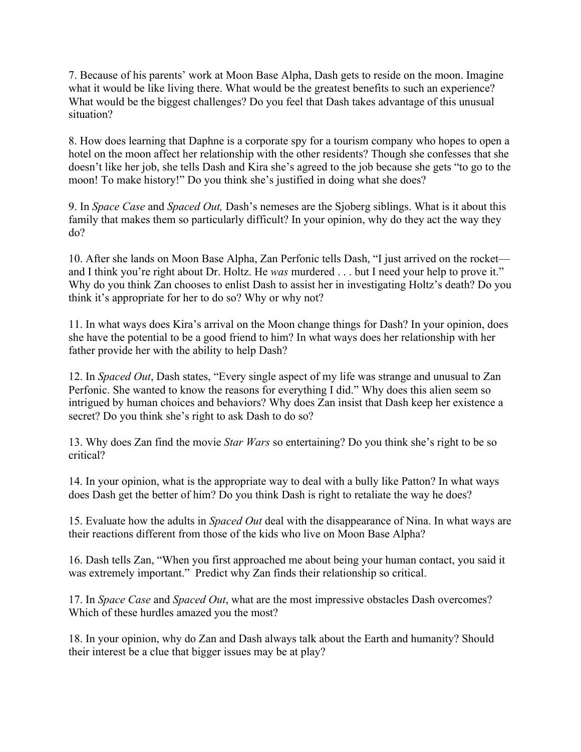7. Because of his parents' work at Moon Base Alpha, Dash gets to reside on the moon. Imagine what it would be like living there. What would be the greatest benefits to such an experience? What would be the biggest challenges? Do you feel that Dash takes advantage of this unusual situation?

8. How does learning that Daphne is a corporate spy for a tourism company who hopes to open a hotel on the moon affect her relationship with the other residents? Though she confesses that she doesn't like her job, she tells Dash and Kira she's agreed to the job because she gets "to go to the moon! To make history!" Do you think she's justified in doing what she does?

9. In *Space Case* and *Spaced Out,* Dash's nemeses are the Sjoberg siblings. What is it about this family that makes them so particularly difficult? In your opinion, why do they act the way they do?

10. After she lands on Moon Base Alpha, Zan Perfonic tells Dash, "I just arrived on the rocket—and I think you're right about Dr. Holtz. He *was* murdered . . . but I need your help to prove it." Why do you think Zan chooses to enlist Dash to assist her in investigating Holtz's death? Do you think it's appropriate for her to do so? Why or why not?

11. In what ways does Kira's arrival on the Moon change things for Dash? In your opinion, does she have the potential to be a good friend to him? In what ways does her relationship with her father provide her with the ability to help Dash?

12. In *Spaced Out*, Dash states, "Every single aspect of my life was strange and unusual to Zan Perfonic. She wanted to know the reasons for everything I did." Why does this alien seem so intrigued by human choices and behaviors? Why does Zan insist that Dash keep her existence a secret? Do you think she's right to ask Dash to do so?

13. Why does Zan find the movie *Star Wars* so entertaining? Do you think she's right to be so critical?

14. In your opinion, what is the appropriate way to deal with a bully like Patton? In what ways does Dash get the better of him? Do you think Dash is right to retaliate the way he does?

15. Evaluate how the adults in *Spaced Out* deal with the disappearance of Nina. In what ways are their reactions different from those of the kids who live on Moon Base Alpha?

16. Dash tells Zan, "When you first approached me about being your human contact, you said it was extremely important." Predict why Zan finds their relationship so critical.

17. In *Space Case* and *Spaced Out*, what are the most impressive obstacles Dash overcomes? Which of these hurdles amazed you the most?

18. In your opinion, why do Zan and Dash always talk about the Earth and humanity? Should their interest be a clue that bigger issues may be at play?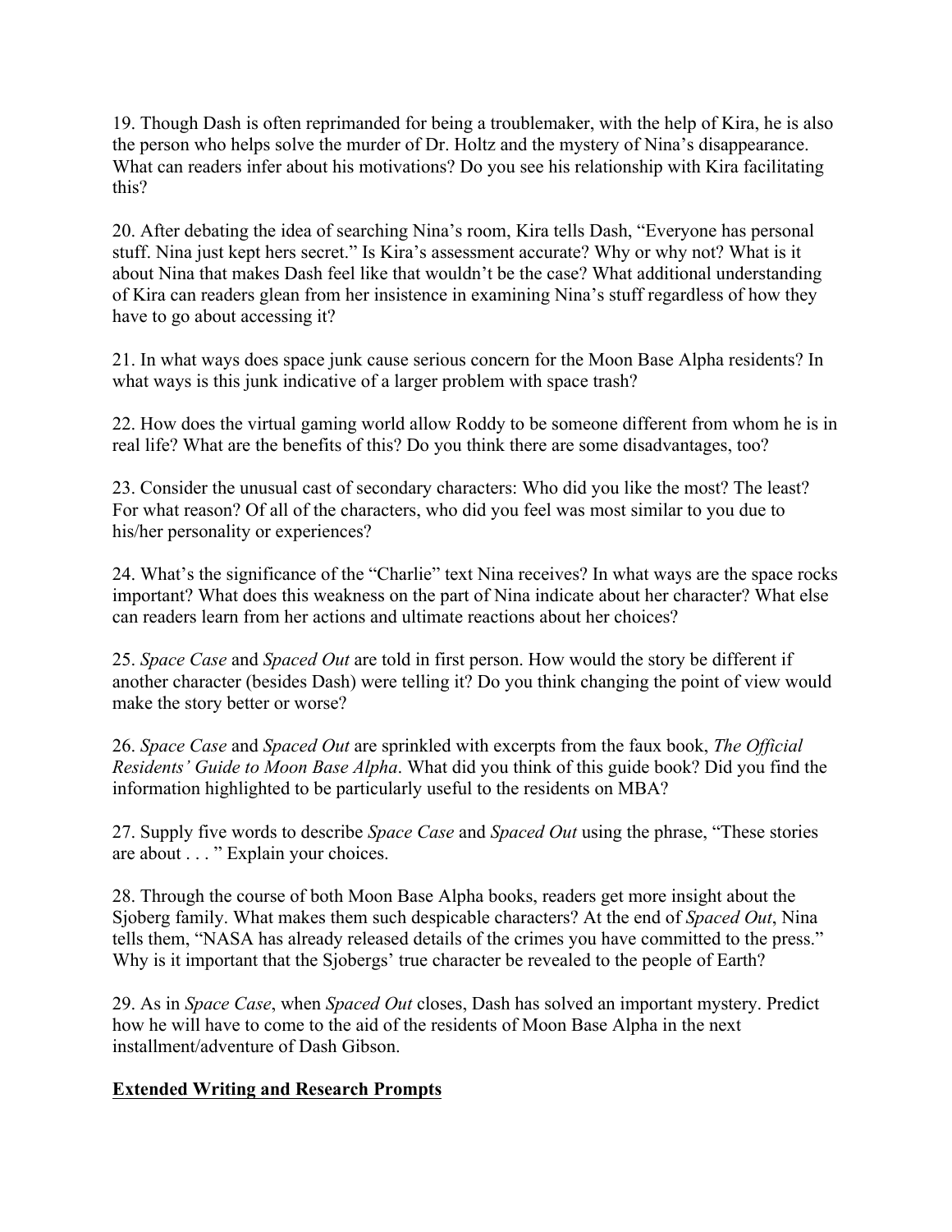19. Though Dash is often reprimanded for being a troublemaker, with the help of Kira, he is also the person who helps solve the murder of Dr. Holtz and the mystery of Nina's disappearance. What can readers infer about his motivations? Do you see his relationship with Kira facilitating this?

20. After debating the idea of searching Nina's room, Kira tells Dash, "Everyone has personal stuff. Nina just kept hers secret." Is Kira's assessment accurate? Why or why not? What is it about Nina that makes Dash feel like that wouldn't be the case? What additional understanding of Kira can readers glean from her insistence in examining Nina's stuff regardless of how they have to go about accessing it?

21. In what ways does space junk cause serious concern for the Moon Base Alpha residents? In what ways is this junk indicative of a larger problem with space trash?

22. How does the virtual gaming world allow Roddy to be someone different from whom he is in real life? What are the benefits of this? Do you think there are some disadvantages, too?

23. Consider the unusual cast of secondary characters: Who did you like the most? The least? For what reason? Of all of the characters, who did you feel was most similar to you due to his/her personality or experiences?

24. What's the significance of the "Charlie" text Nina receives? In what ways are the space rocks important? What does this weakness on the part of Nina indicate about her character? What else can readers learn from her actions and ultimate reactions about her choices?

25. *Space Case* and *Spaced Out* are told in first person. How would the story be different if another character (besides Dash) were telling it? Do you think changing the point of view would make the story better or worse?

26. *Space Case* and *Spaced Out* are sprinkled with excerpts from the faux book, *The Official Residents' Guide to Moon Base Alpha*. What did you think of this guide book? Did you find the information highlighted to be particularly useful to the residents on MBA?

27. Supply five words to describe *Space Case* and *Spaced Out* using the phrase, "These stories are about . . . " Explain your choices.

28. Through the course of both Moon Base Alpha books, readers get more insight about the Sjoberg family. What makes them such despicable characters? At the end of *Spaced Out*, Nina tells them, "NASA has already released details of the crimes you have committed to the press." Why is it important that the Sjobergs' true character be revealed to the people of Earth?

29. As in *Space Case*, when *Spaced Out* closes, Dash has solved an important mystery. Predict how he will have to come to the aid of the residents of Moon Base Alpha in the next installment/adventure of Dash Gibson.

## **Extended Writing and Research Prompts**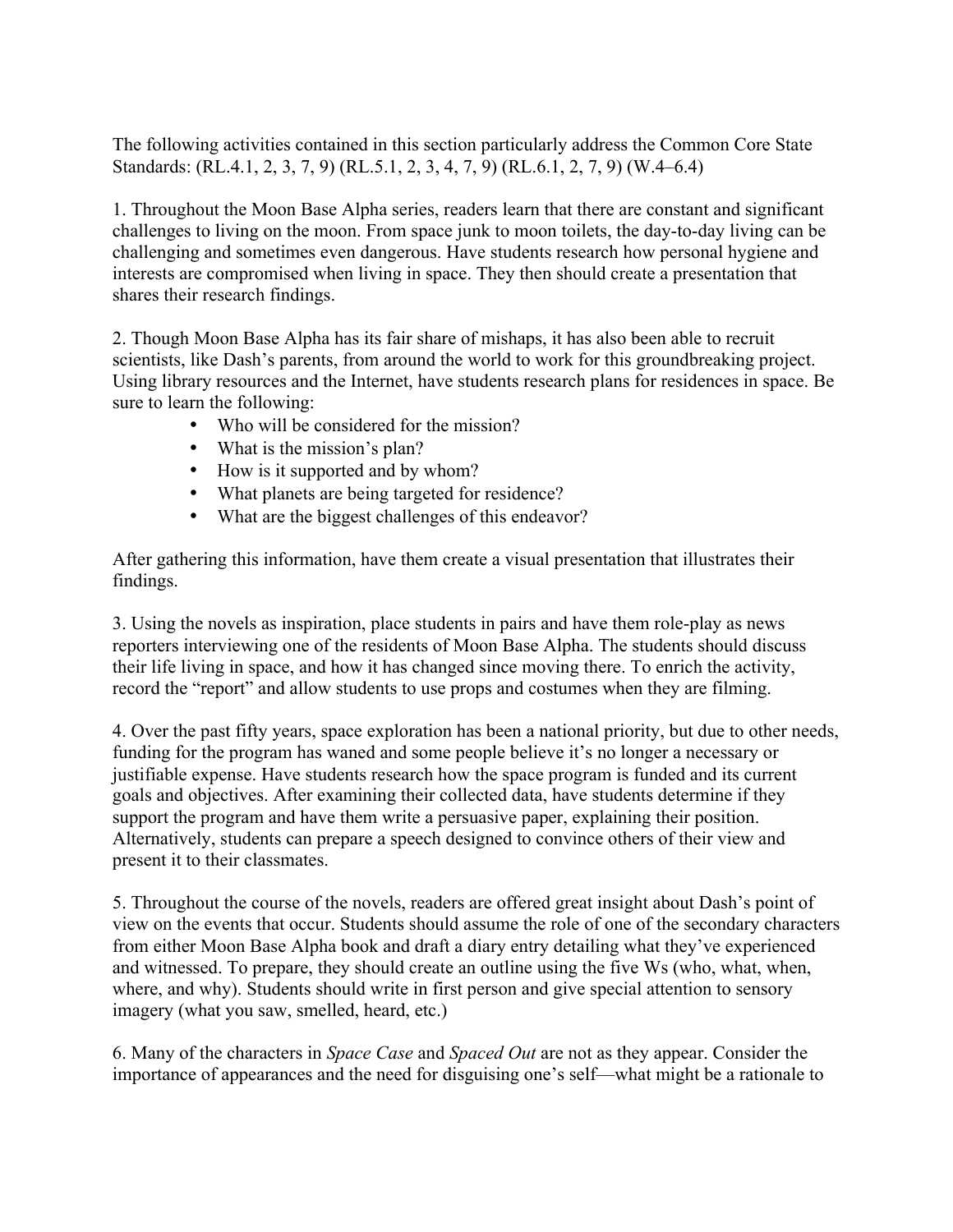The following activities contained in this section particularly address the Common Core State Standards: (RL.4.1, 2, 3, 7, 9) (RL.5.1, 2, 3, 4, 7, 9) (RL.6.1, 2, 7, 9) (W.4–6.4)

1. Throughout the Moon Base Alpha series, readers learn that there are constant and significant challenges to living on the moon. From space junk to moon toilets, the day-to-day living can be challenging and sometimes even dangerous. Have students research how personal hygiene and interests are compromised when living in space. They then should create a presentation that shares their research findings.

2. Though Moon Base Alpha has its fair share of mishaps, it has also been able to recruit scientists, like Dash's parents, from around the world to work for this groundbreaking project. Using library resources and the Internet, have students research plans for residences in space. Be sure to learn the following:

- Who will be considered for the mission?
- What is the mission's plan?
- How is it supported and by whom?
- What planets are being targeted for residence?
- What are the biggest challenges of this endeavor?

After gathering this information, have them create a visual presentation that illustrates their findings.

3. Using the novels as inspiration, place students in pairs and have them role-play as news reporters interviewing one of the residents of Moon Base Alpha. The students should discuss their life living in space, and how it has changed since moving there. To enrich the activity, record the "report" and allow students to use props and costumes when they are filming.

4. Over the past fifty years, space exploration has been a national priority, but due to other needs, funding for the program has waned and some people believe it's no longer a necessary or justifiable expense. Have students research how the space program is funded and its current goals and objectives. After examining their collected data, have students determine if they support the program and have them write a persuasive paper, explaining their position. Alternatively, students can prepare a speech designed to convince others of their view and present it to their classmates.

5. Throughout the course of the novels, readers are offered great insight about Dash's point of view on the events that occur. Students should assume the role of one of the secondary characters from either Moon Base Alpha book and draft a diary entry detailing what they've experienced and witnessed. To prepare, they should create an outline using the five Ws (who, what, when, where, and why). Students should write in first person and give special attention to sensory imagery (what you saw, smelled, heard, etc.)

6. Many of the characters in *Space Case* and *Spaced Out* are not as they appear. Consider the importance of appearances and the need for disguising one's self—what might be a rationale to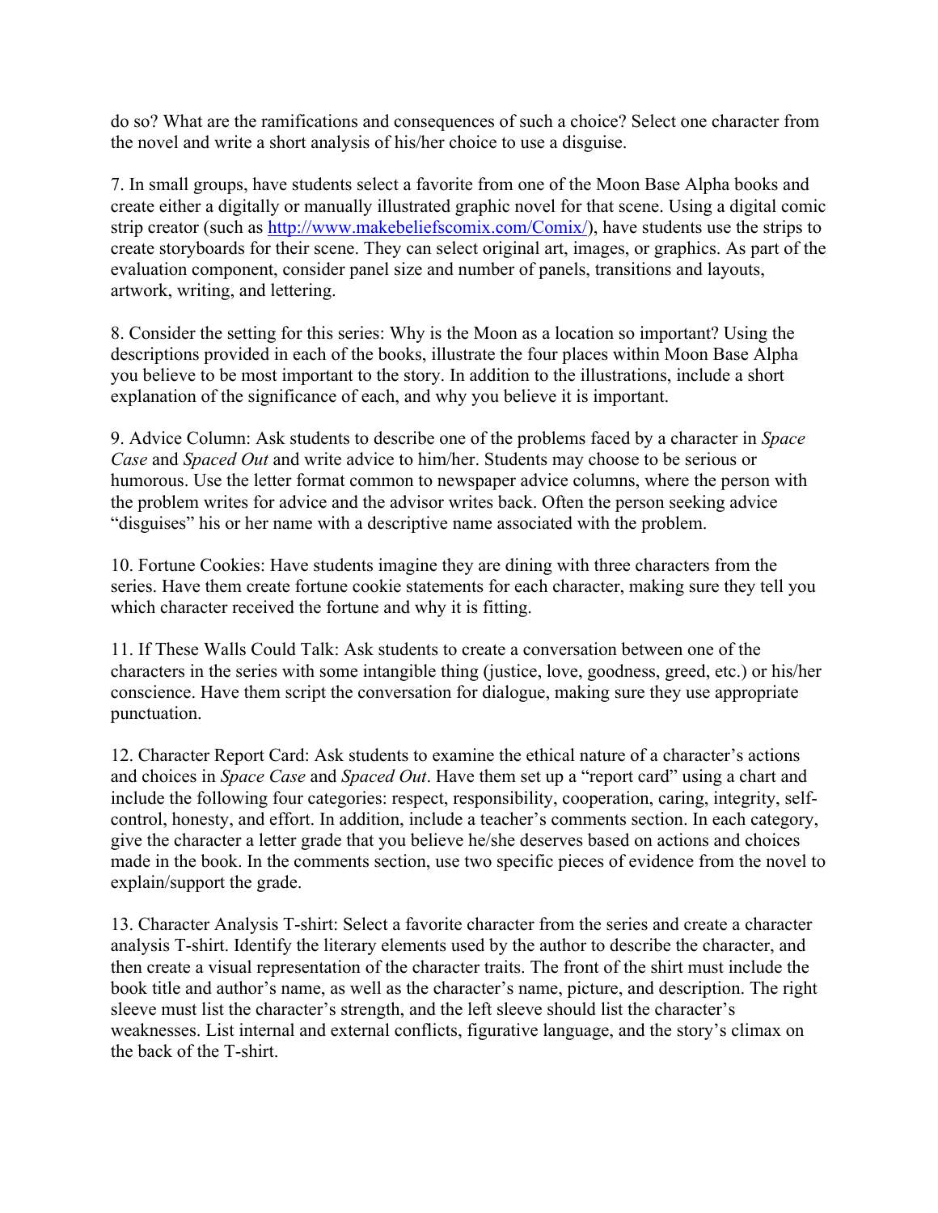do so? What are the ramifications and consequences of such a choice? Select one character from the novel and write a short analysis of his/her choice to use a disguise.

7. In small groups, have students select a favorite from one of the Moon Base Alpha books and create either a digitally or manually illustrated graphic novel for that scene. Using a digital comic strip creator (such as [http://www.makebeliefscomix.com/Comix/](http://www.makebeliefscomix.com/Comix/)), have students use the strips to create storyboards for their scene. They can select original art, images, or graphics. As part of the evaluation component, consider panel size and number of panels, transitions and layouts, artwork, writing, and lettering.

8. Consider the setting for this series: Why is the Moon as a location so important? Using the descriptions provided in each of the books, illustrate the four places within Moon Base Alpha you believe to be most important to the story. In addition to the illustrations, include a short explanation of the significance of each, and why you believe it is important.

9. Advice Column: Ask students to describe one of the problems faced by a character in *Space Case* and *Spaced Out* and write advice to him/her. Students may choose to be serious or humorous. Use the letter format common to newspaper advice columns, where the person with the problem writes for advice and the advisor writes back. Often the person seeking advice "disguises" his or her name with a descriptive name associated with the problem.

10. Fortune Cookies: Have students imagine they are dining with three characters from the series. Have them create fortune cookie statements for each character, making sure they tell you which character received the fortune and why it is fitting.

11. If These Walls Could Talk: Ask students to create a conversation between one of the characters in the series with some intangible thing (justice, love, goodness, greed, etc.) or his/her conscience. Have them script the conversation for dialogue, making sure they use appropriate punctuation.

12. Character Report Card: Ask students to examine the ethical nature of a character's actions and choices in *Space Case* and *Spaced Out*. Have them set up a "report card" using a chart and include the following four categories: respect, responsibility, cooperation, caring, integrity, self-control, honesty, and effort. In addition, include a teacher's comments section. In each category, give the character a letter grade that you believe he/she deserves based on actions and choices made in the book. In the comments section, use two specific pieces of evidence from the novel to explain/support the grade.

13. Character Analysis T-shirt: Select a favorite character from the series and create a character analysis T-shirt. Identify the literary elements used by the author to describe the character, and then create a visual representation of the character traits. The front of the shirt must include the book title and author's name, as well as the character's name, picture, and description. The right sleeve must list the character's strength, and the left sleeve should list the character's weaknesses. List internal and external conflicts, figurative language, and the story's climax on the back of the T-shirt.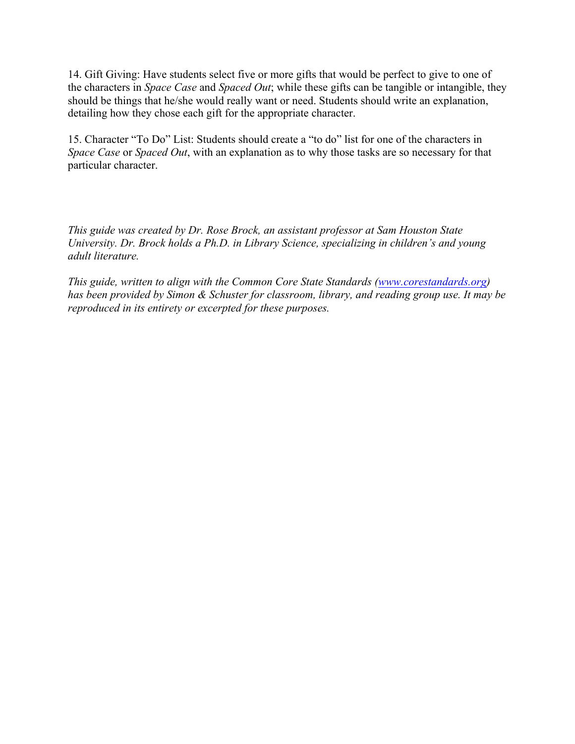14. Gift Giving: Have students select five or more gifts that would be perfect to give to one of the characters in *Space Case* and *Spaced Out*; while these gifts can be tangible or intangible, they should be things that he/she would really want or need. Students should write an explanation, detailing how they chose each gift for the appropriate character.

15. Character "To Do" List: Students should create a "to do" list for one of the characters in *Space Case* or *Spaced Out*, with an explanation as to why those tasks are so necessary for that particular character.

*This guide was created by Dr. Rose Brock, an assistant professor at Sam Houston State University. Dr. Brock holds a Ph.D. in Library Science, specializing in children's and young adult literature.*

*This guide, written to align with the Common Core State Standards ([www.corestandards.org](http://www.corestandards.org)) has been provided by Simon & Schuster for classroom, library, and reading group use. It may be reproduced in its entirety or excerpted for these purposes.*